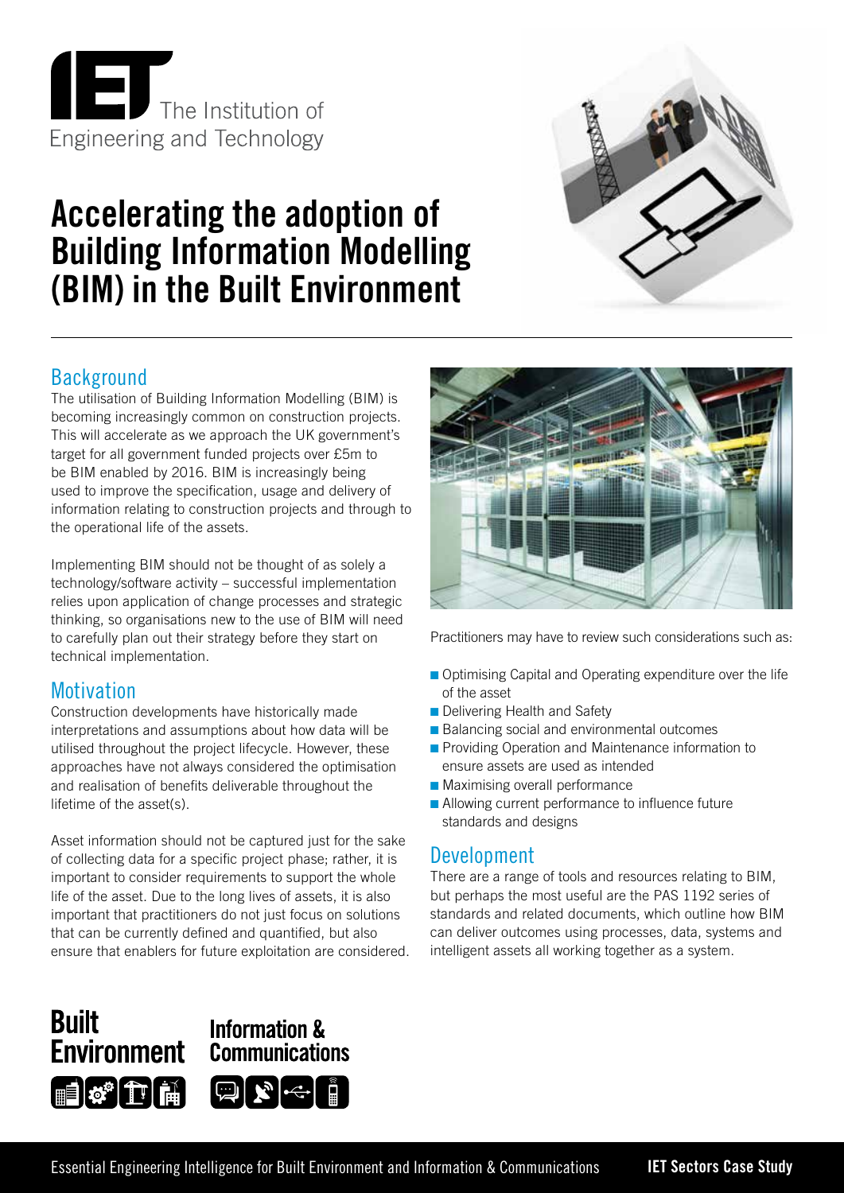The Institution of Engineering and Technology

# Accelerating the adoption of Building Information Modelling (BIM) in the Built Environment

## Background

The utilisation of Building Information Modelling (BIM) is becoming increasingly common on construction projects. This will accelerate as we approach the UK government's target for all government funded projects over £5m to be BIM enabled by 2016. BIM is increasingly being used to improve the specification, usage and delivery of information relating to construction projects and through to the operational life of the assets.

Implementing BIM should not be thought of as solely a technology/software activity – successful implementation relies upon application of change processes and strategic thinking, so organisations new to the use of BIM will need to carefully plan out their strategy before they start on technical implementation.

## Motivation

Construction developments have historically made interpretations and assumptions about how data will be utilised throughout the project lifecycle. However, these approaches have not always considered the optimisation and realisation of benefits deliverable throughout the lifetime of the asset(s).

Asset information should not be captured just for the sake of collecting data for a specific project phase; rather, it is important to consider requirements to support the whole life of the asset. Due to the long lives of assets, it is also important that practitioners do not just focus on solutions that can be currently defined and quantified, but also ensure that enablers for future exploitation are considered.

Practitioners may have to review such considerations such as:

- Optimising Capital and Operating expenditure over the life of the asset
- Delivering Health and Safety
- Balancing social and environmental outcomes
- Providing Operation and Maintenance information to ensure assets are used as intended
- Maximising overall performance
- Allowing current performance to influence future standards and designs

## Development

There are a range of tools and resources relating to BIM, but perhaps the most useful are the PAS 1192 series of standards and related documents, which outline how BIM can deliver outcomes using processes, data, systems and intelligent assets all working together as a system.

Built Environment

Information & Communications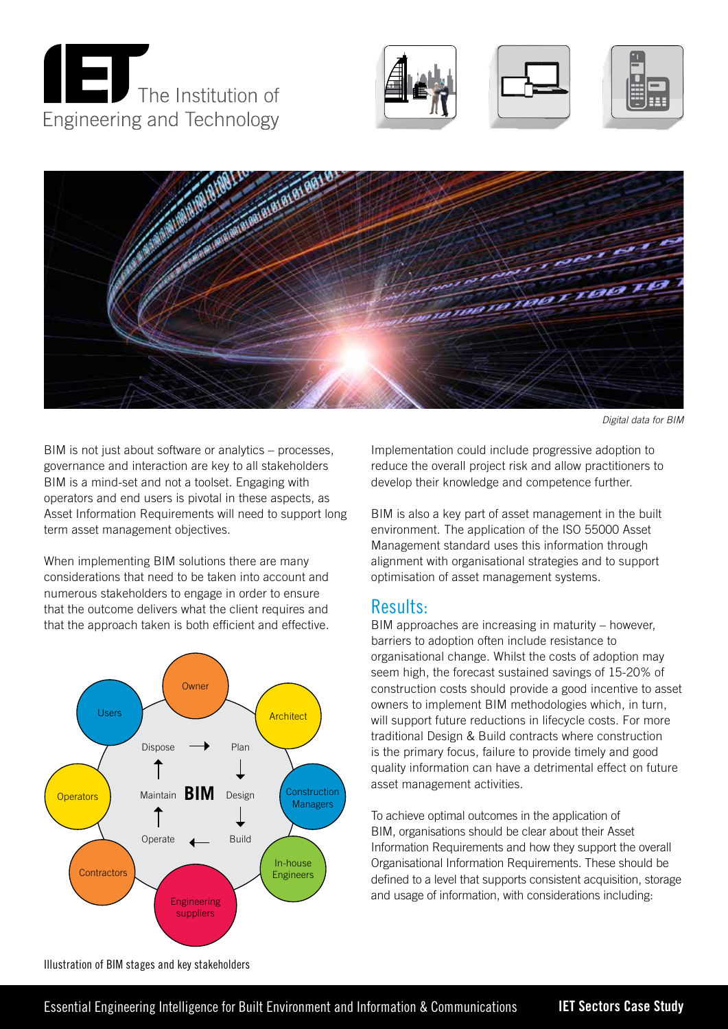*Digital data for BIM*

BIM is not just about software or analytics – processes, governance and interaction are key to all stakeholders BIM is a mind-set and not a toolset. Engaging with operators and end users is pivotal in these aspects, as Asset Information Requirements will need to support long term asset management objectives.

When implementing BIM solutions there are many considerations that need to be taken into account and numerous stakeholders to engage in order to ensure that the outcome delivers what the client requires and that the approach taken is both efficient and effective.

Illustration of BIM stages and key stakeholders

Implementation could include progressive adoption to reduce the overall project risk and allow practitioners to develop their knowledge and competence further.

BIM is also a key part of asset management in the built environment. The application of the ISO 55000 Asset Management standard uses this information through alignment with organisational strategies and to support optimisation of asset management systems.

## Results:

BIM approaches are increasing in maturity – however, barriers to adoption often include resistance to organisational change. Whilst the costs of adoption may seem high, the forecast sustained savings of 15-20% of construction costs should provide a good incentive to asset owners to implement BIM methodologies which, in turn, will support future reductions in lifecycle costs. For more traditional Design & Build contracts where construction is the primary focus, failure to provide timely and good quality information can have a detrimental effect on future asset management activities.

To achieve optimal outcomes in the application of BIM, organisations should be clear about their Asset Information Requirements and how they support the overall Organisational Information Requirements. These should be defined to a level that supports consistent acquisition, storage and usage of information, with considerations including: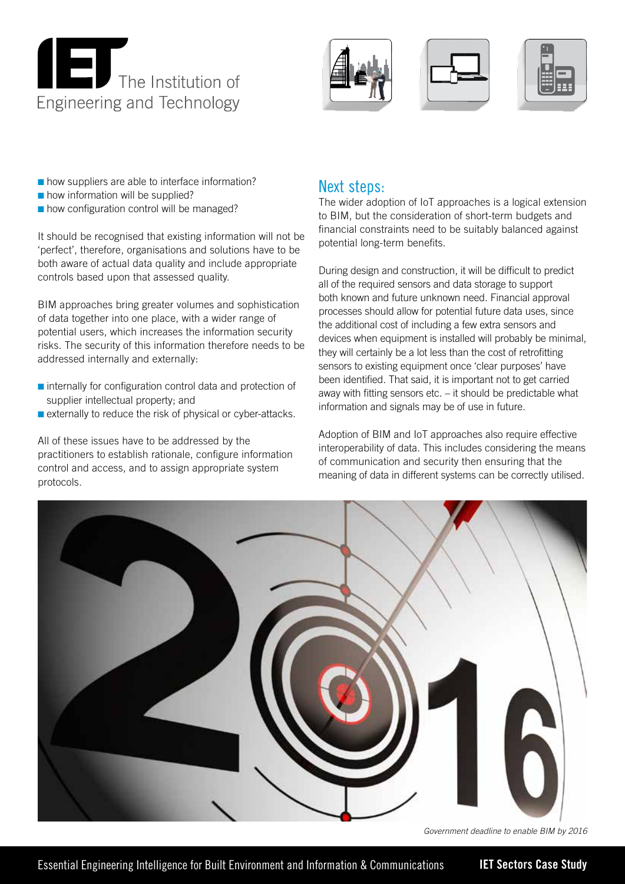- how suppliers are able to interface information?
- how information will be supplied?
- how configuration control will be managed?

It should be recognised that existing information will not be 'perfect', therefore, organisations and solutions have to be both aware of actual data quality and include appropriate controls based upon that assessed quality.

BIM approaches bring greater volumes and sophistication of data together into one place, with a wider range of potential users, which increases the information security risks. The security of this information therefore needs to be addressed internally and externally:

- internally for configuration control data and protection of supplier intellectual property; and
- externally to reduce the risk of physical or cyber-attacks.

All of these issues have to be addressed by the practitioners to establish rationale, configure information control and access, and to assign appropriate system protocols.

## Next steps:

The wider adoption of IoT approaches is a logical extension to BIM, but the consideration of short-term budgets and financial constraints need to be suitably balanced against potential long-term benefits.

During design and construction, it will be difficult to predict all of the required sensors and data storage to support both known and future unknown need. Financial approval processes should allow for potential future data uses, since the additional cost of including a few extra sensors and devices when equipment is installed will probably be minimal, they will certainly be a lot less than the cost of retrofitting sensors to existing equipment once 'clear purposes' have been identified. That said, it is important not to get carried away with fitting sensors etc. – it should be predictable what information and signals may be of use in future.

Adoption of BIM and IoT approaches also require effective interoperability of data. This includes considering the means of communication and security then ensuring that the meaning of data in different systems can be correctly utilised.

*Government deadline to enable BIM by 2016*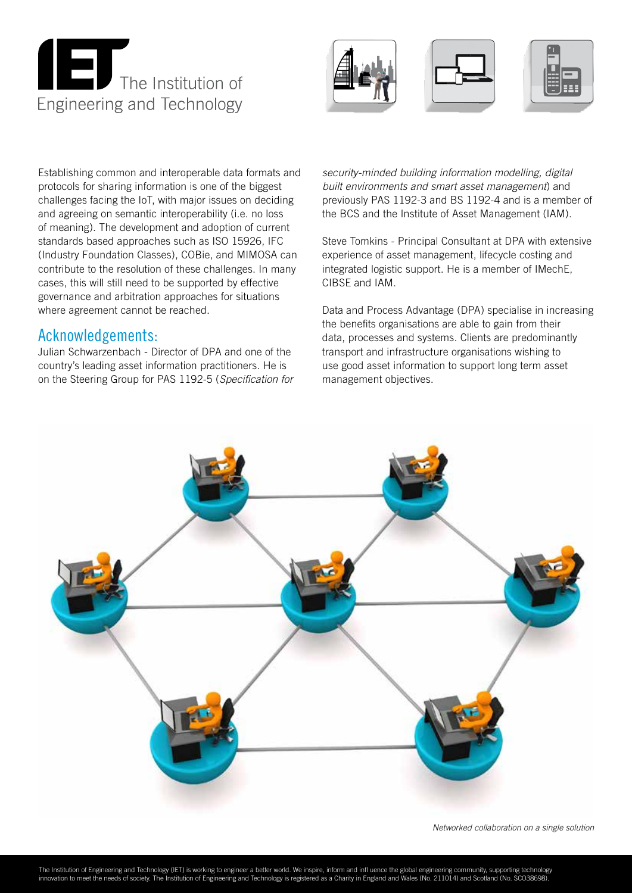Establishing common and interoperable data formats and protocols for sharing information is one of the biggest challenges facing the IoT, with major issues on deciding and agreeing on semantic interoperability (i.e. no loss of meaning). The development and adoption of current standards based approaches such as ISO 15926, IFC (Industry Foundation Classes), COBie, and MIMOSA can contribute to the resolution of these challenges. In many cases, this will still need to be supported by effective governance and arbitration approaches for situations where agreement cannot be reached.

## Acknowledgements:

Julian Schwarzenbach - Director of DPA and one of the country's leading asset information practitioners. He is on the Steering Group for PAS 1192-5 (*Specification for security-minded building information modelling, digital built environments and smart asset management*) and previously PAS 1192-3 and BS 1192-4 and is a member of the BCS and the Institute of Asset Management (IAM).

Steve Tomkins - Principal Consultant at DPA with extensive experience of asset management, lifecycle costing and integrated logistic support. He is a member of IMechE, CIBSE and IAM.

Data and Process Advantage (DPA) specialise in increasing the benefits organisations are able to gain from their data, processes and systems. Clients are predominantly transport and infrastructure organisations wishing to use good asset information to support long term asset management objectives.

*Networked collaboration on a single solution*

The Institution of Engineering and Technology (IET) is working to engineer a better world. We inspire, inform and infl uence the global engineering community, supporting technology innovation to meet the needs of society. The Institution of Engineering and Technology is registered as a Charity in England and Wales (No. 211014) and Scotland (No. SC038698).